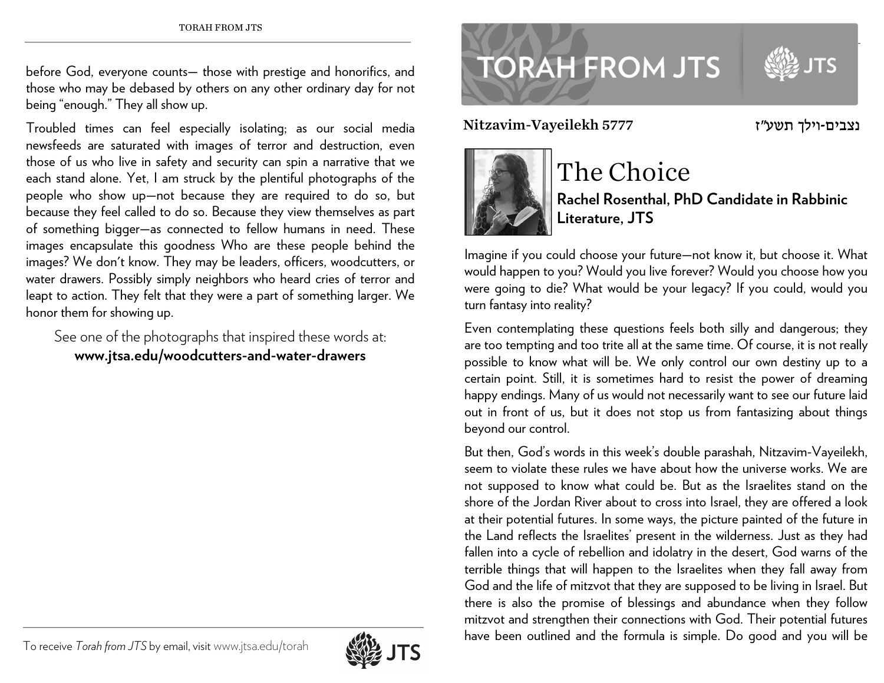before God, everyone counts— those with prestige and honorifics, and those who may be debased by others on any other ordinary day for not being "enough." They all show up.

Troubled times can feel especially isolating; as our social media newsfeeds are saturated with images of terror and destruction, even those of us who live in safety and security can spin a narrative that we each stand alone. Yet, I am struck by the plentiful photographs of the people who show up—not because they are required to do so, but because they feel called to do so. Because they view themselves as part of something bigger—as connected to fellow humans in need. These images encapsulate this goodness Who are these people behind the images? We don't know. They may be leaders, officers, woodcutters, or water drawers. Possibly simply neighbors who heard cries of terror and leapt to action. They felt that they were a part of something larger. We honor them for showing up.

See one of the photographs that inspired these words at:
**www.jtsa.edu/woodcutters-and-water-drawers**

To receive *Torah from JTS* by email, visit www.jtsa.edu/torah

# TORAH FROM JTS

**Nitzavim-Vayeilekh 5777** נצבים-וילך תשע״ז

## The Choice

**Rachel Rosenthal, PhD Candidate in Rabbinic Literature, JTS**

Imagine if you could choose your future—not know it, but choose it. What would happen to you? Would you live forever? Would you choose how you were going to die? What would be your legacy? If you could, would you turn fantasy into reality?

Even contemplating these questions feels both silly and dangerous; they are too tempting and too trite all at the same time. Of course, it is not really possible to know what will be. We only control our own destiny up to a certain point. Still, it is sometimes hard to resist the power of dreaming happy endings. Many of us would not necessarily want to see our future laid out in front of us, but it does not stop us from fantasizing about things beyond our control.

But then, God's words in this week's double parashah, Nitzavim-Vayeilekh, seem to violate these rules we have about how the universe works. We are not supposed to know what could be. But as the Israelites stand on the shore of the Jordan River about to cross into Israel, they are offered a look at their potential futures. In some ways, the picture painted of the future in the Land reflects the Israelites' present in the wilderness. Just as they had fallen into a cycle of rebellion and idolatry in the desert, God warns of the terrible things that will happen to the Israelites when they fall away from God and the life of mitzvot that they are supposed to be living in Israel. But there is also the promise of blessings and abundance when they follow mitzvot and strengthen their connections with God. Their potential futures have been outlined and the formula is simple. Do good and you will be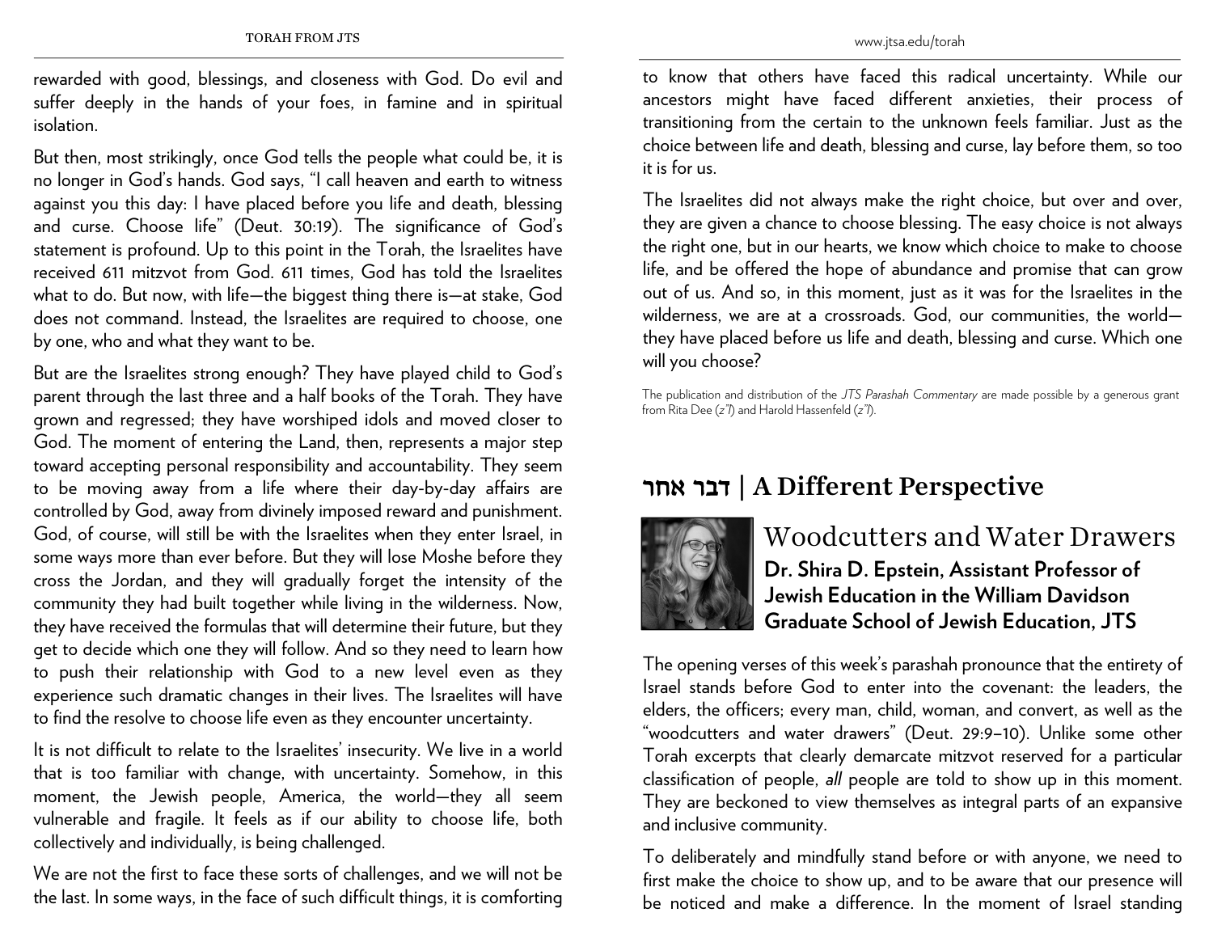rewarded with good, blessings, and closeness with God. Do evil and suffer deeply in the hands of your foes, in famine and in spiritual isolation.

But then, most strikingly, once God tells the people what could be, it is no longer in God's hands. God says, "I call heaven and earth to witness against you this day: I have placed before you life and death, blessing and curse. Choose life" (Deut. 30:19). The significance of God's statement is profound. Up to this point in the Torah, the Israelites have received 611 mitzvot from God. 611 times, God has told the Israelites what to do. But now, with life—the biggest thing there is—at stake, God does not command. Instead, the Israelites are required to choose, one by one, who and what they want to be.

But are the Israelites strong enough? They have played child to God's parent through the last three and a half books of the Torah. They have grown and regressed; they have worshiped idols and moved closer to God. The moment of entering the Land, then, represents a major step toward accepting personal responsibility and accountability. They seem to be moving away from a life where their day-by-day affairs are controlled by God, away from divinely imposed reward and punishment. God, of course, will still be with the Israelites when they enter Israel, in some ways more than ever before. But they will lose Moshe before they cross the Jordan, and they will gradually forget the intensity of the community they had built together while living in the wilderness. Now, they have received the formulas that will determine their future, but they get to decide which one they will follow. And so they need to learn how to push their relationship with God to a new level even as they experience such dramatic changes in their lives. The Israelites will have to find the resolve to choose life even as they encounter uncertainty.

It is not difficult to relate to the Israelites' insecurity. We live in a world that is too familiar with change, with uncertainty. Somehow, in this moment, the Jewish people, America, the world—they all seem vulnerable and fragile. It feels as if our ability to choose life, both collectively and individually, is being challenged.

We are not the first to face these sorts of challenges, and we will not be the last. In some ways, in the face of such difficult things, it is comforting to know that others have faced this radical uncertainty. While our ancestors might have faced different anxieties, their process of transitioning from the certain to the unknown feels familiar. Just as the choice between life and death, blessing and curse, lay before them, so too it is for us.

The Israelites did not always make the right choice, but over and over, they are given a chance to choose blessing. The easy choice is not always the right one, but in our hearts, we know which choice to make to choose life, and be offered the hope of abundance and promise that can grow out of us. And so, in this moment, just as it was for the Israelites in the wilderness, we are at a crossroads. God, our communities, the world—they have placed before us life and death, blessing and curse. Which one will you choose?

The publication and distribution of the *JTS Parashah Commentary* are made possible by a generous grant from Rita Dee (*z"l*) and Harold Hassenfeld (*z"l*).

## דבר אחר | A Different Perspective

### Woodcutters and Water Drawers

**Dr. Shira D. Epstein, Assistant Professor of Jewish Education in the William Davidson Graduate School of Jewish Education, JTS**

The opening verses of this week's parashah pronounce that the entirety of Israel stands before God to enter into the covenant: the leaders, the elders, the officers; every man, child, woman, and convert, as well as the "woodcutters and water drawers" (Deut. 29:9–10). Unlike some other Torah excerpts that clearly demarcate mitzvot reserved for a particular classification of people, *all* people are told to show up in this moment. They are beckoned to view themselves as integral parts of an expansive and inclusive community.

To deliberately and mindfully stand before or with anyone, we need to first make the choice to show up, and to be aware that our presence will be noticed and make a difference. In the moment of Israel standing